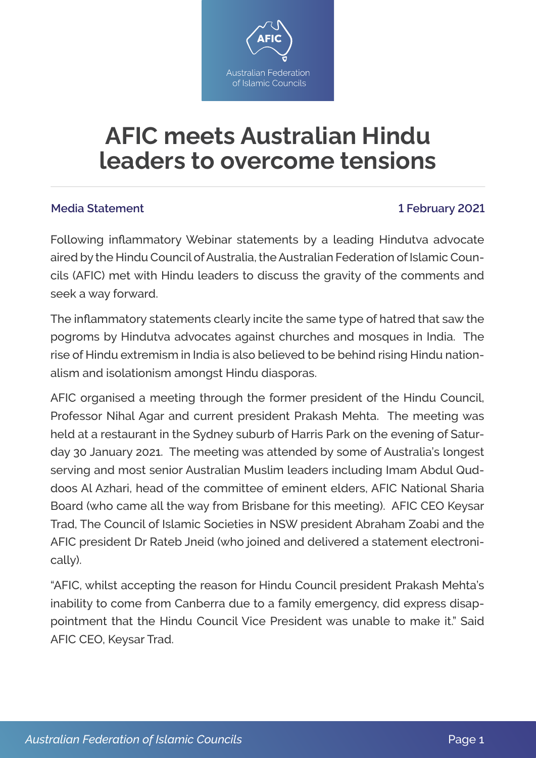# AFIC meets Australian Hindu leaders to overcome tensions

**Media Statement** **1 February 2021**

Following inflammatory Webinar statements by a leading Hindutva advocate aired by the Hindu Council of Australia, the Australian Federation of Islamic Councils (AFIC) met with Hindu leaders to discuss the gravity of the comments and seek a way forward.

The inflammatory statements clearly incite the same type of hatred that saw the pogroms by Hindutva advocates against churches and mosques in India. The rise of Hindu extremism in India is also believed to be behind rising Hindu nationalism and isolationism amongst Hindu diasporas.

AFIC organised a meeting through the former president of the Hindu Council, Professor Nihal Agar and current president Prakash Mehta. The meeting was held at a restaurant in the Sydney suburb of Harris Park on the evening of Saturday 30 January 2021. The meeting was attended by some of Australia's longest serving and most senior Australian Muslim leaders including Imam Abdul Quddoos Al Azhari, head of the committee of eminent elders, AFIC National Sharia Board (who came all the way from Brisbane for this meeting). AFIC CEO Keysar Trad, The Council of Islamic Societies in NSW president Abraham Zoabi and the AFIC president Dr Rateb Jneid (who joined and delivered a statement electronically).

"AFIC, whilst accepting the reason for Hindu Council president Prakash Mehta's inability to come from Canberra due to a family emergency, did express disappointment that the Hindu Council Vice President was unable to make it." Said AFIC CEO, Keysar Trad.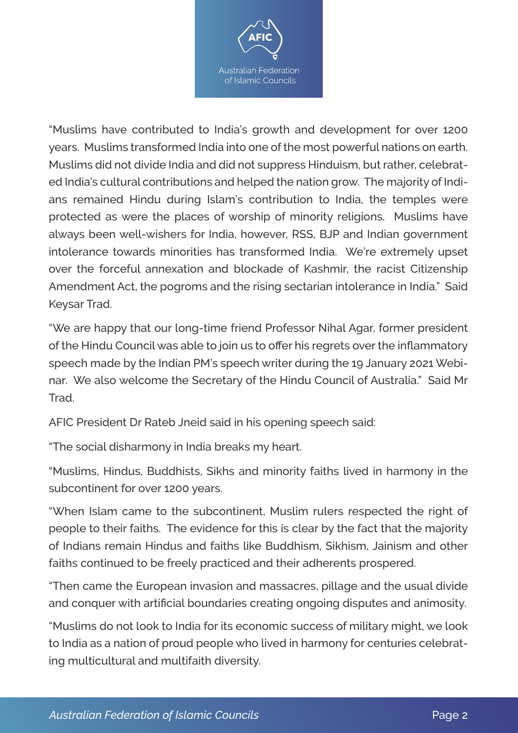"Muslims have contributed to India's growth and development for over 1200 years. Muslims transformed India into one of the most powerful nations on earth. Muslims did not divide India and did not suppress Hinduism, but rather, celebrated India's cultural contributions and helped the nation grow. The majority of Indians remained Hindu during Islam's contribution to India, the temples were protected as were the places of worship of minority religions. Muslims have always been well-wishers for India, however, RSS, BJP and Indian government intolerance towards minorities has transformed India. We're extremely upset over the forceful annexation and blockade of Kashmir, the racist Citizenship Amendment Act, the pogroms and the rising sectarian intolerance in India." Said Keysar Trad.

"We are happy that our long-time friend Professor Nihal Agar, former president of the Hindu Council was able to join us to offer his regrets over the inflammatory speech made by the Indian PM's speech writer during the 19 January 2021 Webinar. We also welcome the Secretary of the Hindu Council of Australia." Said Mr Trad.

AFIC President Dr Rateb Jneid said in his opening speech said:

"The social disharmony in India breaks my heart.

"Muslims, Hindus, Buddhists, Sikhs and minority faiths lived in harmony in the subcontinent for over 1200 years.

"When Islam came to the subcontinent, Muslim rulers respected the right of people to their faiths. The evidence for this is clear by the fact that the majority of Indians remain Hindus and faiths like Buddhism, Sikhism, Jainism and other faiths continued to be freely practiced and their adherents prospered.

"Then came the European invasion and massacres, pillage and the usual divide and conquer with artificial boundaries creating ongoing disputes and animosity.

"Muslims do not look to India for its economic success of military might, we look to India as a nation of proud people who lived in harmony for centuries celebrating multicultural and multifaith diversity.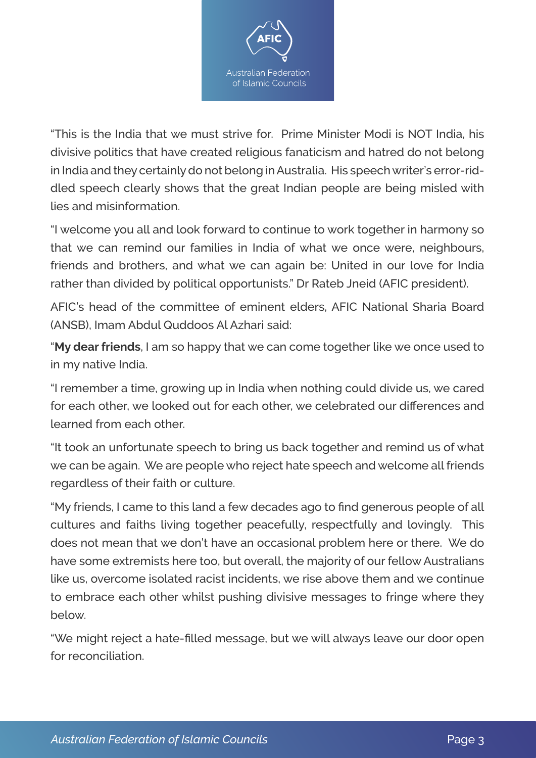"This is the India that we must strive for. Prime Minister Modi is NOT India, his divisive politics that have created religious fanaticism and hatred do not belong in India and they certainly do not belong in Australia. His speech writer's error-riddled speech clearly shows that the great Indian people are being misled with lies and misinformation.

"I welcome you all and look forward to continue to work together in harmony so that we can remind our families in India of what we once were, neighbours, friends and brothers, and what we can again be: United in our love for India rather than divided by political opportunists." Dr Rateb Jneid (AFIC president).

AFIC's head of the committee of eminent elders, AFIC National Sharia Board (ANSB), Imam Abdul Quddoos Al Azhari said:

"**My dear friends**, I am so happy that we can come together like we once used to in my native India.

"I remember a time, growing up in India when nothing could divide us, we cared for each other, we looked out for each other, we celebrated our differences and learned from each other.

"It took an unfortunate speech to bring us back together and remind us of what we can be again. We are people who reject hate speech and welcome all friends regardless of their faith or culture.

"My friends, I came to this land a few decades ago to find generous people of all cultures and faiths living together peacefully, respectfully and lovingly. This does not mean that we don't have an occasional problem here or there. We do have some extremists here too, but overall, the majority of our fellow Australians like us, overcome isolated racist incidents, we rise above them and we continue to embrace each other whilst pushing divisive messages to fringe where they below.

"We might reject a hate-filled message, but we will always leave our door open for reconciliation.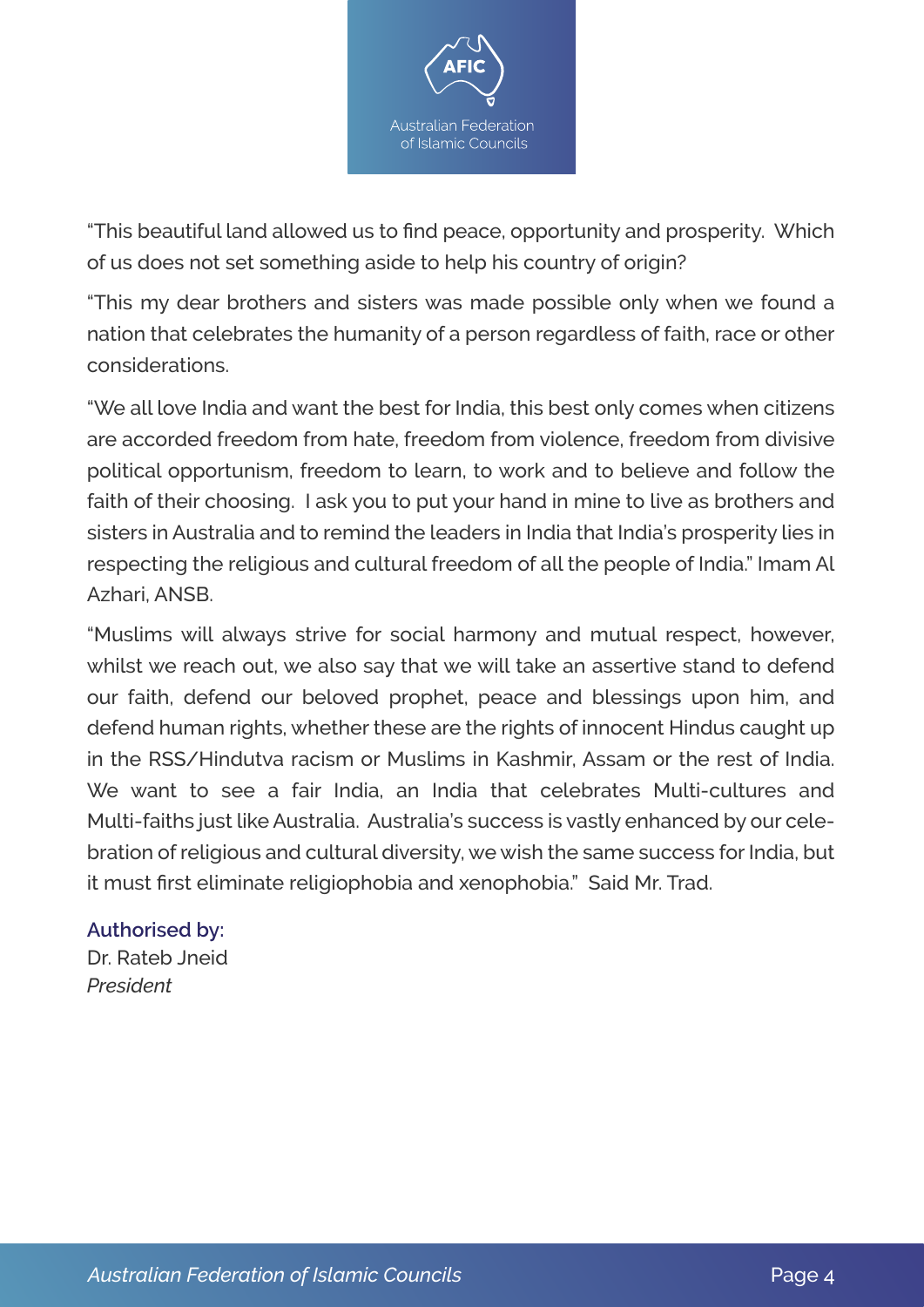"This beautiful land allowed us to find peace, opportunity and prosperity. Which of us does not set something aside to help his country of origin?

"This my dear brothers and sisters was made possible only when we found a nation that celebrates the humanity of a person regardless of faith, race or other considerations.

"We all love India and want the best for India, this best only comes when citizens are accorded freedom from hate, freedom from violence, freedom from divisive political opportunism, freedom to learn, to work and to believe and follow the faith of their choosing. I ask you to put your hand in mine to live as brothers and sisters in Australia and to remind the leaders in India that India's prosperity lies in respecting the religious and cultural freedom of all the people of India." Imam Al Azhari, ANSB.

"Muslims will always strive for social harmony and mutual respect, however, whilst we reach out, we also say that we will take an assertive stand to defend our faith, defend our beloved prophet, peace and blessings upon him, and defend human rights, whether these are the rights of innocent Hindus caught up in the RSS/Hindutva racism or Muslims in Kashmir, Assam or the rest of India. We want to see a fair India, an India that celebrates Multi-cultures and Multi-faiths just like Australia. Australia's success is vastly enhanced by our celebration of religious and cultural diversity, we wish the same success for India, but it must first eliminate religiophobia and xenophobia." Said Mr. Trad.

**Authorised by:**
Dr. Rateb Jneid
*President*